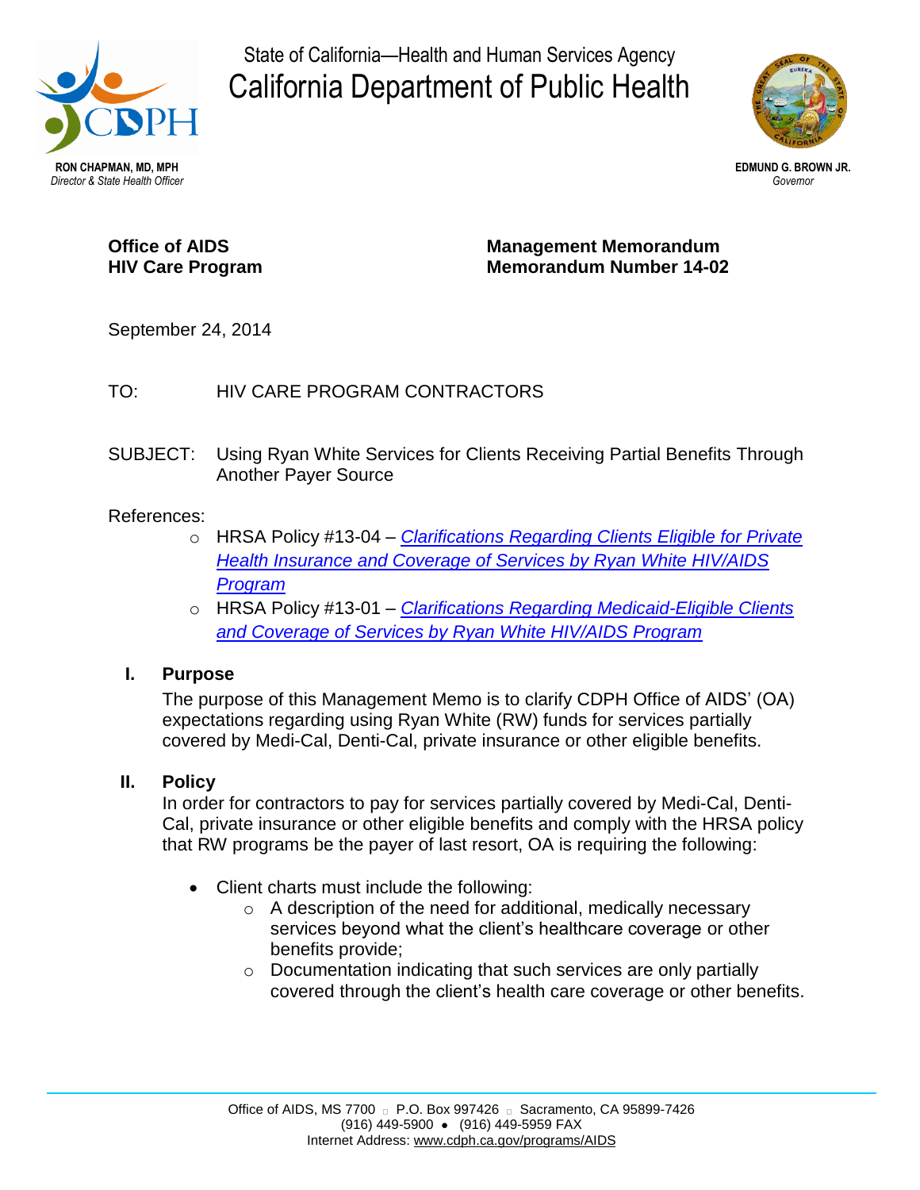State of California—Health and Human Services Agency

# California Department of Public Health

**RON CHAPMAN, MD, MPH**
*Director & State Health Officer*

**EDMUND G. BROWN JR.**
*Governor*

**Office of AIDS**
**HIV Care Program**

**Management Memorandum**
**Memorandum Number 14-02**

September 24, 2014

TO: HIV CARE PROGRAM CONTRACTORS

SUBJECT: Using Ryan White Services for Clients Receiving Partial Benefits Through Another Payer Source

References:

- HRSA Policy #13-04 – *Clarifications Regarding Clients Eligible for Private Health Insurance and Coverage of Services by Ryan White HIV/AIDS Program*
- HRSA Policy #13-01 – *Clarifications Regarding Medicaid-Eligible Clients and Coverage of Services by Ryan White HIV/AIDS Program*

## I. Purpose

The purpose of this Management Memo is to clarify CDPH Office of AIDS' (OA) expectations regarding using Ryan White (RW) funds for services partially covered by Medi-Cal, Denti-Cal, private insurance or other eligible benefits.

## II. Policy

In order for contractors to pay for services partially covered by Medi-Cal, Denti-Cal, private insurance or other eligible benefits and comply with the HRSA policy that RW programs be the payer of last resort, OA is requiring the following:

- Client charts must include the following:
  - A description of the need for additional, medically necessary services beyond what the client's healthcare coverage or other benefits provide;
  - Documentation indicating that such services are only partially covered through the client's health care coverage or other benefits.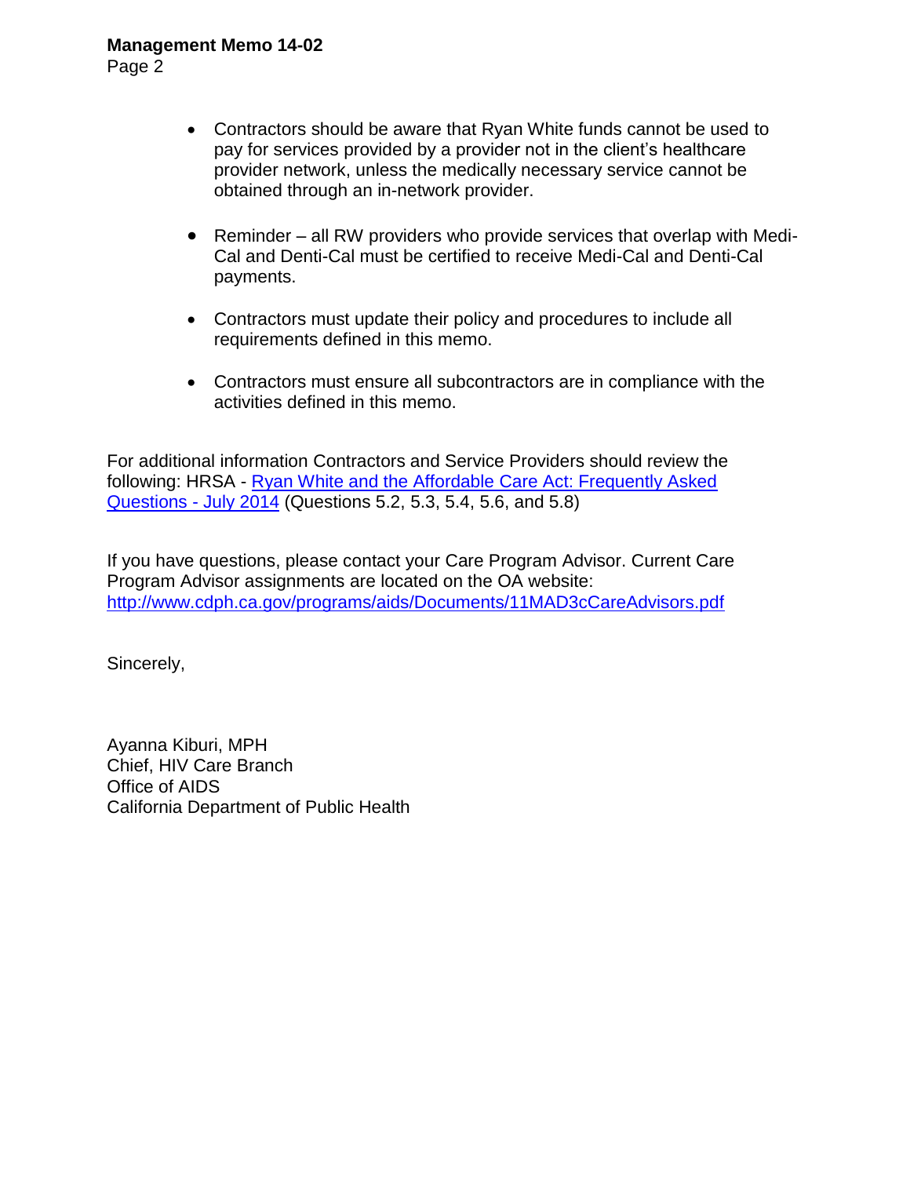- Contractors should be aware that Ryan White funds cannot be used to pay for services provided by a provider not in the client's healthcare provider network, unless the medically necessary service cannot be obtained through an in-network provider.

- Reminder – all RW providers who provide services that overlap with Medi-Cal and Denti-Cal must be certified to receive Medi-Cal and Denti-Cal payments.

- Contractors must update their policy and procedures to include all requirements defined in this memo.

- Contractors must ensure all subcontractors are in compliance with the activities defined in this memo.

For additional information Contractors and Service Providers should review the following: HRSA - Ryan White and the Affordable Care Act: Frequently Asked Questions - July 2014 (Questions 5.2, 5.3, 5.4, 5.6, and 5.8)

If you have questions, please contact your Care Program Advisor. Current Care Program Advisor assignments are located on the OA website: http://www.cdph.ca.gov/programs/aids/Documents/11MAD3cCareAdvisors.pdf

Sincerely,

Ayanna Kiburi, MPH
Chief, HIV Care Branch
Office of AIDS
California Department of Public Health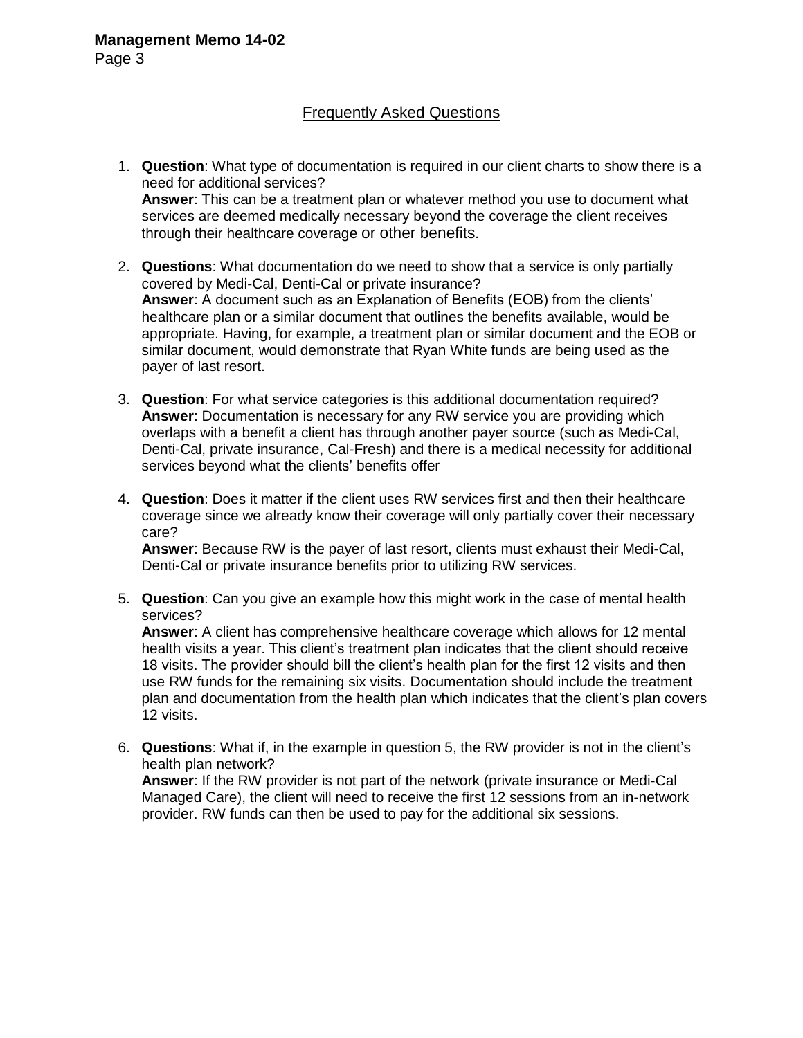## Frequently Asked Questions

1. **Question**: What type of documentation is required in our client charts to show there is a need for additional services?
   **Answer**: This can be a treatment plan or whatever method you use to document what services are deemed medically necessary beyond the coverage the client receives through their healthcare coverage or other benefits.

2. **Questions**: What documentation do we need to show that a service is only partially covered by Medi-Cal, Denti-Cal or private insurance?
   **Answer**: A document such as an Explanation of Benefits (EOB) from the clients' healthcare plan or a similar document that outlines the benefits available, would be appropriate. Having, for example, a treatment plan or similar document and the EOB or similar document, would demonstrate that Ryan White funds are being used as the payer of last resort.

3. **Question**: For what service categories is this additional documentation required?
   **Answer**: Documentation is necessary for any RW service you are providing which overlaps with a benefit a client has through another payer source (such as Medi-Cal, Denti-Cal, private insurance, Cal-Fresh) and there is a medical necessity for additional services beyond what the clients' benefits offer

4. **Question**: Does it matter if the client uses RW services first and then their healthcare coverage since we already know their coverage will only partially cover their necessary care?
   **Answer**: Because RW is the payer of last resort, clients must exhaust their Medi-Cal, Denti-Cal or private insurance benefits prior to utilizing RW services.

5. **Question**: Can you give an example how this might work in the case of mental health services?
   **Answer**: A client has comprehensive healthcare coverage which allows for 12 mental health visits a year. This client's treatment plan indicates that the client should receive 18 visits. The provider should bill the client's health plan for the first 12 visits and then use RW funds for the remaining six visits. Documentation should include the treatment plan and documentation from the health plan which indicates that the client's plan covers 12 visits.

6. **Questions**: What if, in the example in question 5, the RW provider is not in the client's health plan network?
   **Answer**: If the RW provider is not part of the network (private insurance or Medi-Cal Managed Care), the client will need to receive the first 12 sessions from an in-network provider. RW funds can then be used to pay for the additional six sessions.